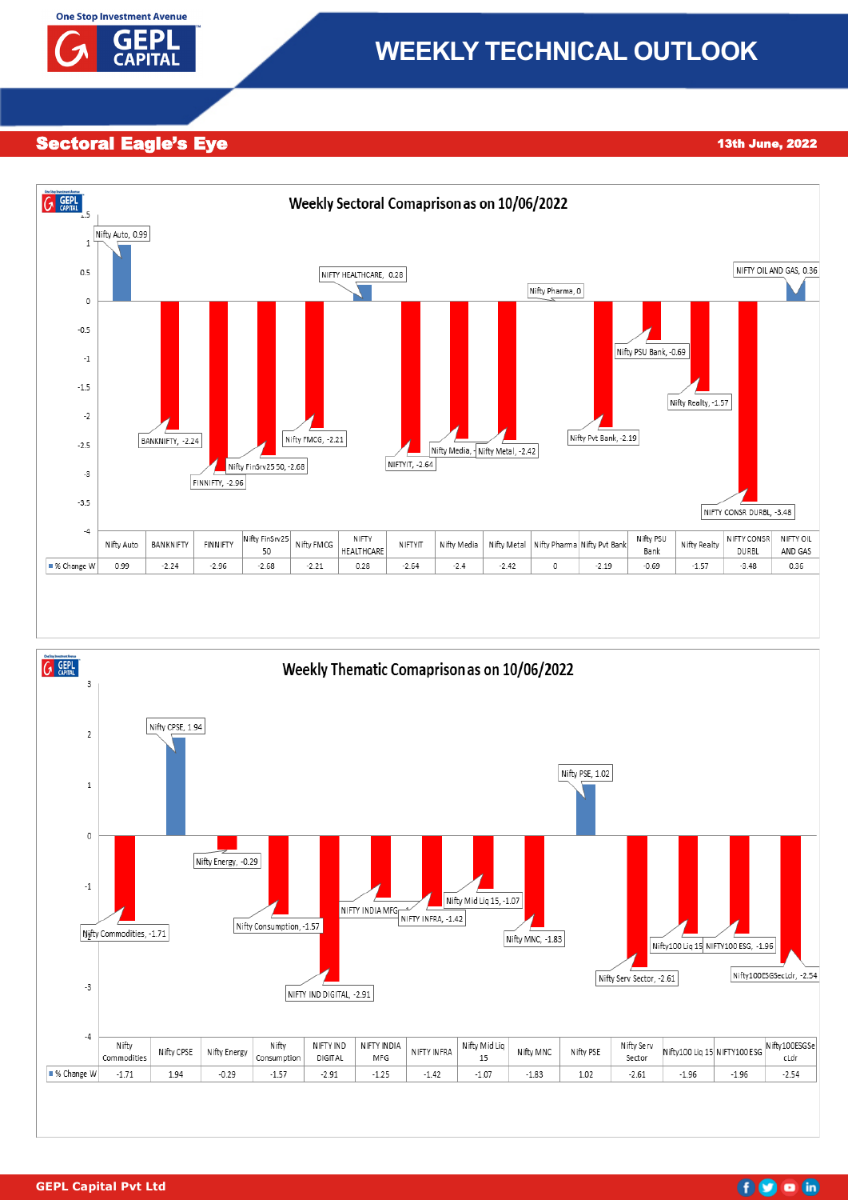# WEEKLY TECHNICAL OUTLOOK

## Sectoral Eagle's Eye

**13th June, 2022**

### Weekly Sectoral Comaprison as on 10/06/2022

| | Nifty Auto | BANKNIFTY | FINNIFTY | Nifty FinSrv25 50 | Nifty FMCG | NIFTY HEALTHCARE | NIFTYIT | Nifty Media | Nifty Metal | Nifty Pharma | Nifty Pvt Bank | Nifty PSU Bank | Nifty Realty | NIFTY CONSR DURBL | NIFTY OIL AND GAS |
|---|---|---|---|---|---|---|---|---|---|---|---|---|---|---|---|
| % Change W | 0.99 | -2.24 | -2.96 | -2.68 | -2.21 | 0.28 | -2.64 | -2.4 | -2.42 | 0 | -2.19 | -0.69 | -1.57 | -3.48 | 0.36 |

### Weekly Thematic Comaprison as on 10/06/2022

| | Nifty Commodities | Nifty CPSE | Nifty Energy | Nifty Consumption | NIFTY IND DIGITAL | NIFTY INDIA MFG | NIFTY INFRA | Nifty Mid Liq 15 | Nifty MNC | Nifty PSE | Nifty Serv Sector | Nifty100 Liq 15 | NIFTY100 ESG | Nifty100ESGSecLdr |
|---|---|---|---|---|---|---|---|---|---|---|---|---|---|---|
| % Change W | -1.71 | 1.94 | -0.29 | -1.57 | -2.91 | -1.25 | -1.42 | -1.07 | -1.83 | 1.02 | -2.61 | -1.96 | -1.96 | -2.54 |

GEPL Capital Pvt Ltd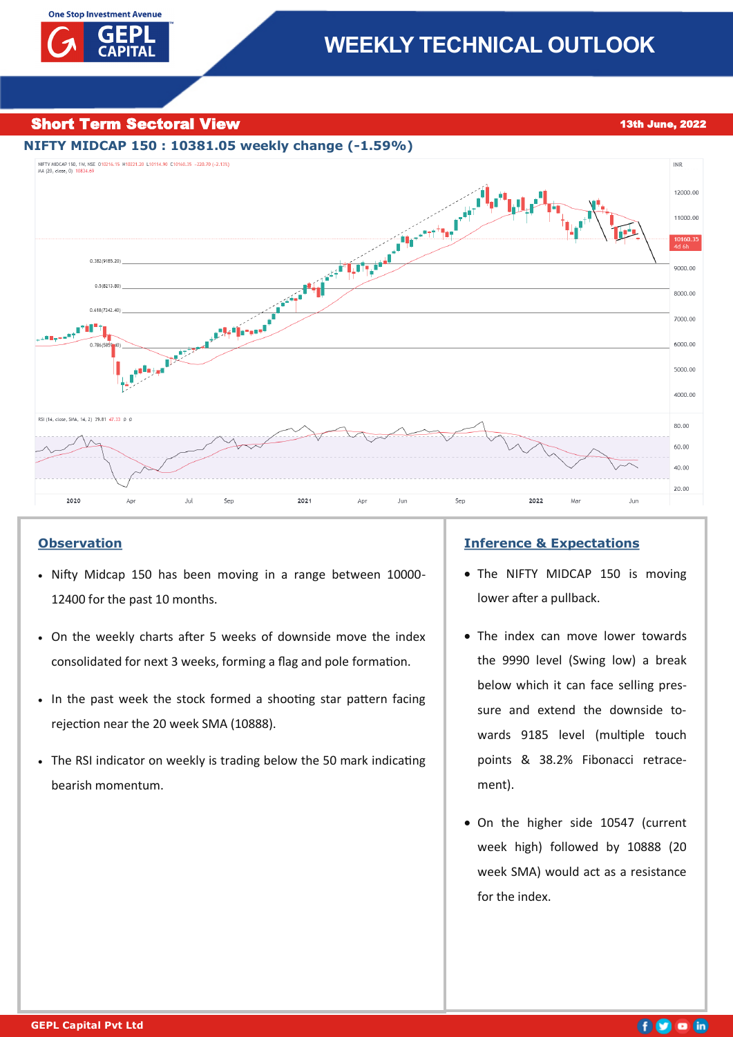# WEEKLY TECHNICAL OUTLOOK

## Short Term Sectoral View

13th June, 2022

### NIFTY MIDCAP 150 : 10381.05 weekly change (-1.59%)

#### Observation

- Nifty Midcap 150 has been moving in a range between 10000-12400 for the past 10 months.
- On the weekly charts after 5 weeks of downside move the index consolidated for next 3 weeks, forming a flag and pole formation.
- In the past week the stock formed a shooting star pattern facing rejection near the 20 week SMA (10888).
- The RSI indicator on weekly is trading below the 50 mark indicating bearish momentum.

#### Inference & Expectations

- The NIFTY MIDCAP 150 is moving lower after a pullback.
- The index can move lower towards the 9990 level (Swing low) a break below which it can face selling pressure and extend the downside towards 9185 level (multiple touch points & 38.2% Fibonacci retracement).
- On the higher side 10547 (current week high) followed by 10888 (20 week SMA) would act as a resistance for the index.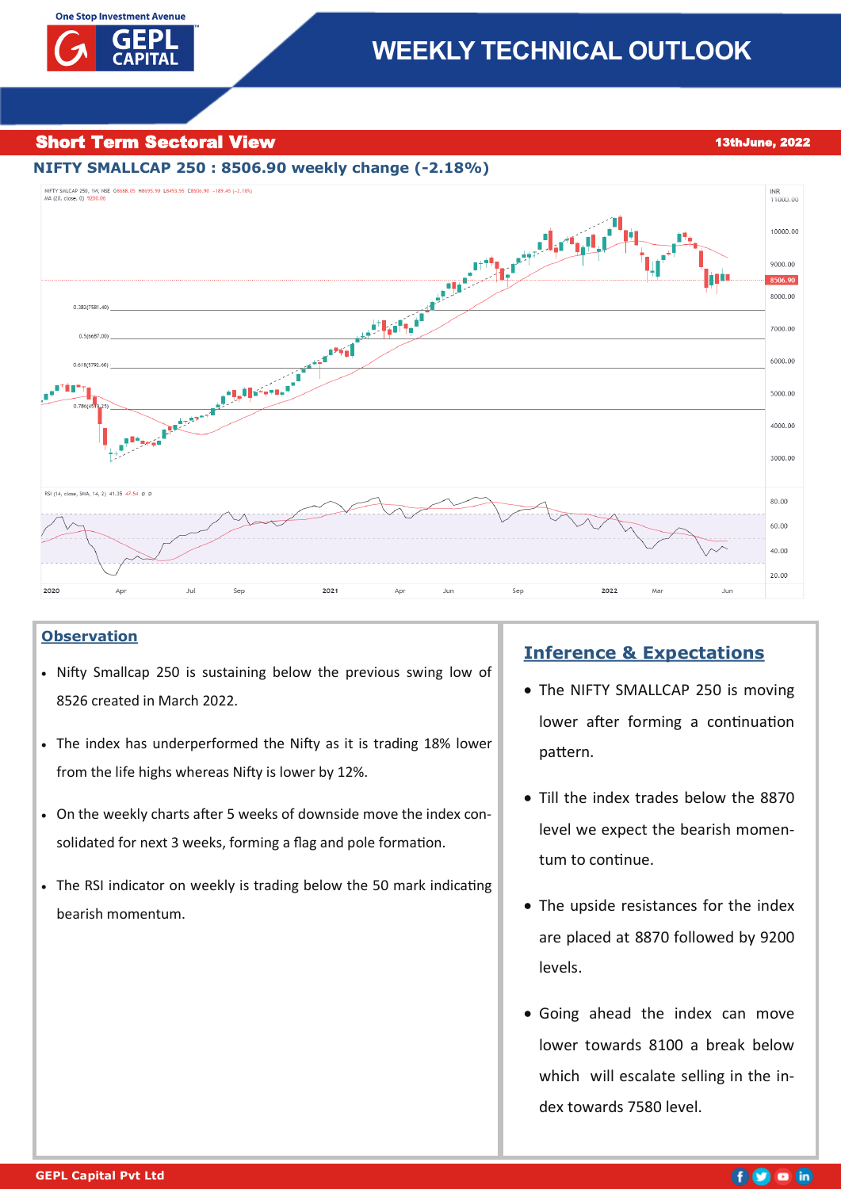# WEEKLY TECHNICAL OUTLOOK

## Short Term Sectoral View

13thJune, 2022

### NIFTY SMALLCAP 250 : 8506.90 weekly change (-2.18%)

### Observation

- Nifty Smallcap 250 is sustaining below the previous swing low of 8526 created in March 2022.
- The index has underperformed the Nifty as it is trading 18% lower from the life highs whereas Nifty is lower by 12%.
- On the weekly charts after 5 weeks of downside move the index consolidated for next 3 weeks, forming a flag and pole formation.
- The RSI indicator on weekly is trading below the 50 mark indicating bearish momentum.

### Inference & Expectations

- The NIFTY SMALLCAP 250 is moving lower after forming a continuation pattern.
- Till the index trades below the 8870 level we expect the bearish momentum to continue.
- The upside resistances for the index are placed at 8870 followed by 9200 levels.
- Going ahead the index can move lower towards 8100 a break below which will escalate selling in the index towards 7580 level.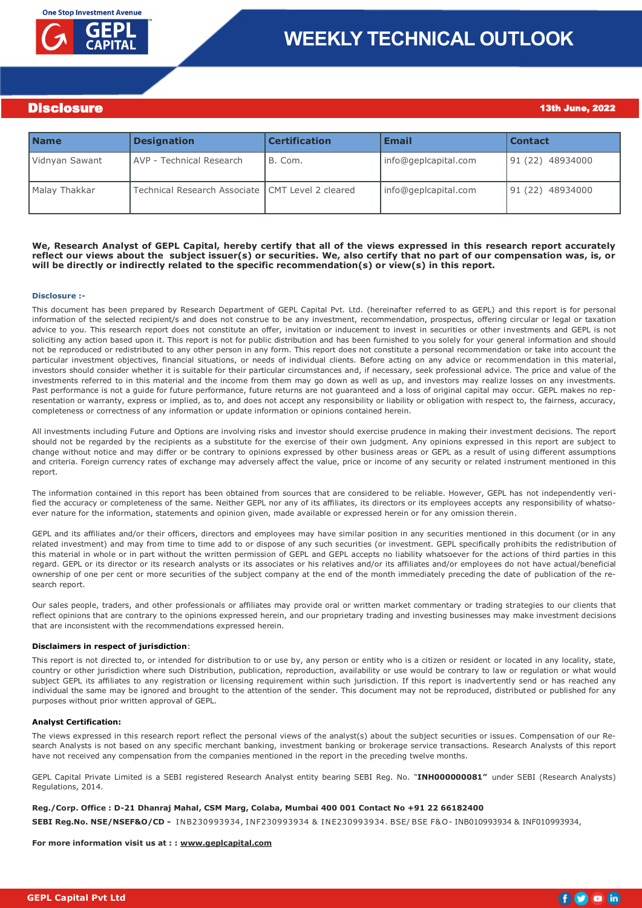# WEEKLY TECHNICAL OUTLOOK

## Disclosure

13th June, 2022

| Name | Designation | Certification | Email | Contact |
|---|---|---|---|---|
| Vidnyan Sawant | AVP - Technical Research | B. Com. | info@geplcapital.com | 91 (22) 48934000 |
| Malay Thakkar | Technical Research Associate | CMT Level 2 cleared | info@geplcapital.com | 91 (22) 48934000 |

**We, Research Analyst of GEPL Capital, hereby certify that all of the views expressed in this research report accurately reflect our views about the subject issuer(s) or securities. We, also certify that no part of our compensation was, is, or will be directly or indirectly related to the specific recommendation(s) or view(s) in this report.**

**Disclosure :-**

This document has been prepared by Research Department of GEPL Capital Pvt. Ltd. (hereinafter referred to as GEPL) and this report is for personal information of the selected recipient/s and does not construe to be any investment, recommendation, prospectus, offering circular or legal or taxation advice to you. This research report does not constitute an offer, invitation or inducement to invest in securities or other investments and GEPL is not soliciting any action based upon it. This report is not for public distribution and has been furnished to you solely for your general information and should not be reproduced or redistributed to any other person in any form. This report does not constitute a personal recommendation or take into account the particular investment objectives, financial situations, or needs of individual clients. Before acting on any advice or recommendation in this material, investors should consider whether it is suitable for their particular circumstances and, if necessary, seek professional advice. The price and value of the investments referred to in this material and the income from them may go down as well as up, and investors may realize losses on any investments. Past performance is not a guide for future performance, future returns are not guaranteed and a loss of original capital may occur. GEPL makes no representation or warranty, express or implied, as to, and does not accept any responsibility or liability or obligation with respect to, the fairness, accuracy, completeness or correctness of any information or update information or opinions contained herein.

All investments including Future and Options are involving risks and investor should exercise prudence in making their investment decisions. The report should not be regarded by the recipients as a substitute for the exercise of their own judgment. Any opinions expressed in this report are subject to change without notice and may differ or be contrary to opinions expressed by other business areas or GEPL as a result of using different assumptions and criteria. Foreign currency rates of exchange may adversely affect the value, price or income of any security or related instrument mentioned in this report.

The information contained in this report has been obtained from sources that are considered to be reliable. However, GEPL has not independently verified the accuracy or completeness of the same. Neither GEPL nor any of its affiliates, its directors or its employees accepts any responsibility of whatsoever nature for the information, statements and opinion given, made available or expressed herein or for any omission therein.

GEPL and its affiliates and/or their officers, directors and employees may have similar position in any securities mentioned in this document (or in any related investment) and may from time to time add to or dispose of any such securities (or investment. GEPL specifically prohibits the redistribution of this material in whole or in part without the written permission of GEPL and GEPL accepts no liability whatsoever for the actions of third parties in this regard. GEPL or its director or its research analysts or its associates or his relatives and/or its affiliates and/or employees do not have actual/beneficial ownership of one per cent or more securities of the subject company at the end of the month immediately preceding the date of publication of the research report.

Our sales people, traders, and other professionals or affiliates may provide oral or written market commentary or trading strategies to our clients that reflect opinions that are contrary to the opinions expressed herein, and our proprietary trading and investing businesses may make investment decisions that are inconsistent with the recommendations expressed herein.

**Disclaimers in respect of jurisdiction**:

This report is not directed to, or intended for distribution to or use by, any person or entity who is a citizen or resident or located in any locality, state, country or other jurisdiction where such Distribution, publication, reproduction, availability or use would be contrary to law or regulation or what would subject GEPL its affiliates to any registration or licensing requirement within such jurisdiction. If this report is inadvertently send or has reached any individual the same may be ignored and brought to the attention of the sender. This document may not be reproduced, distributed or published for any purposes without prior written approval of GEPL.

**Analyst Certification:**

The views expressed in this research report reflect the personal views of the analyst(s) about the subject securities or issues. Compensation of our Research Analysts is not based on any specific merchant banking, investment banking or brokerage service transactions. Research Analysts of this report have not received any compensation from the companies mentioned in the report in the preceding twelve months.

GEPL Capital Private Limited is a SEBI registered Research Analyst entity bearing SEBI Reg. No. "**INH000000081"** under SEBI (Research Analysts) Regulations, 2014.

**Reg./Corp. Office : D-21 Dhanraj Mahal, CSM Marg, Colaba, Mumbai 400 001 Contact No +91 22 66182400**

**SEBI Reg.No. NSE/NSEF&O/CD -** INB230993934, INF230993934 & INE230993934. BSE/ BSE F&O- INB010993934 & INF010993934,

**For more information visit us at : : www.geplcapital.com**

**GEPL Capital Pvt Ltd**